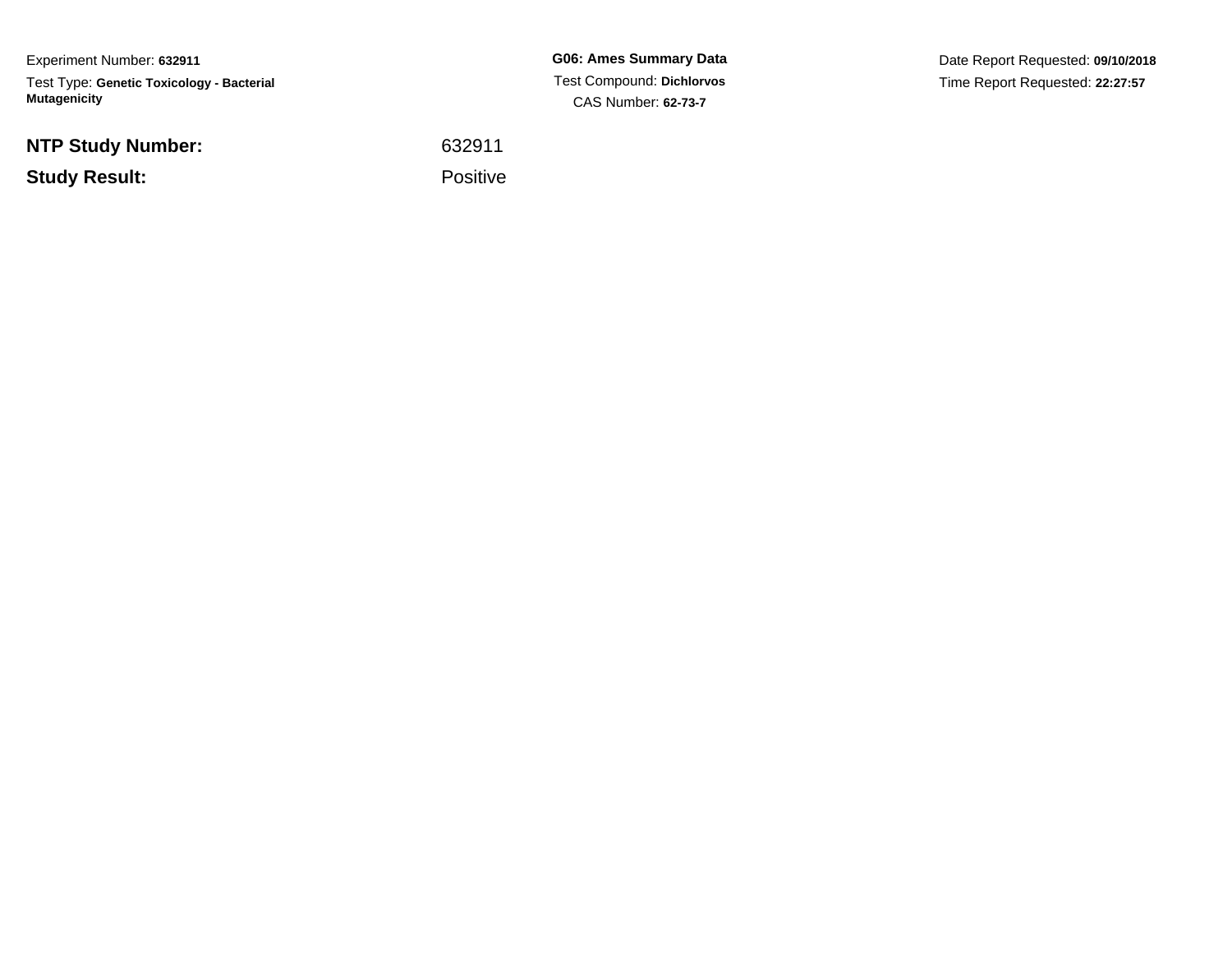Experiment Number: **632911**

Test Type: **Genetic Toxicology - Bacterial Mutagenicity**

**G06: Ames Summary Data**

Test Compound: **Dichlorvos**

CAS Number: **62-73-7**

Date Report Requested: **09/10/2018**

Time Report Requested: **22:27:57**

**NTP Study Number:** 632911

**Study Result:** Positive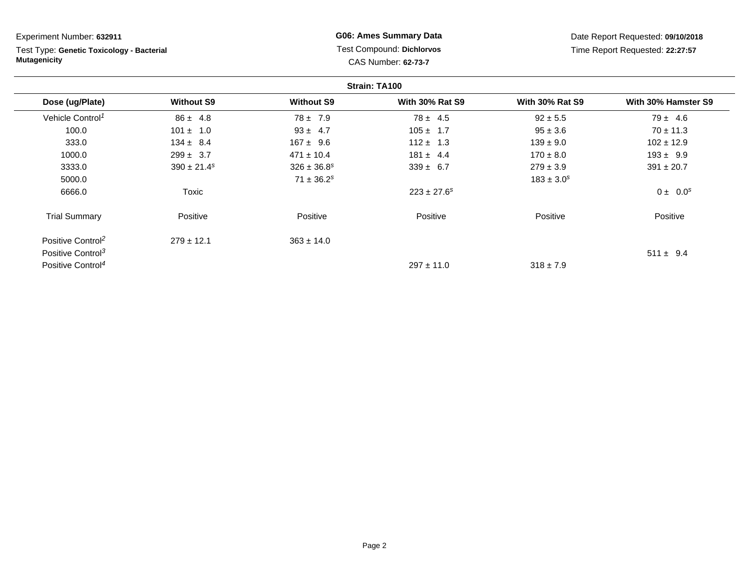Experiment Number: **632911**

Test Type: **Genetic Toxicology - Bacterial Mutagenicity**

**G06: Ames Summary Data**

Test Compound: **Dichlorvos**

CAS Number: **62-73-7**

Date Report Requested: **09/10/2018**

Time Report Requested: **22:27:57**

**Strain: TA100**

| Dose (ug/Plate) | Without S9 | Without S9 | With 30% Rat S9 | With 30% Rat S9 | With 30% Hamster S9 |
|---|---|---|---|---|---|
| Vehicle Control[1] | 86 ± 4.8 | 78 ± 7.9 | 78 ± 4.5 | 92 ± 5.5 | 79 ± 4.6 |
| 100.0 | 101 ± 1.0 | 93 ± 4.7 | 105 ± 1.7 | 95 ± 3.6 | 70 ± 11.3 |
| 333.0 | 134 ± 8.4 | 167 ± 9.6 | 112 ± 1.3 | 139 ± 9.0 | 102 ± 12.9 |
| 1000.0 | 299 ± 3.7 | 471 ± 10.4 | 181 ± 4.4 | 170 ± 8.0 | 193 ± 9.9 |
| 3333.0 | 390 ± 21.4[s] | 326 ± 36.8[s] | 339 ± 6.7 | 279 ± 3.9 | 391 ± 20.7 |
| 5000.0 | | 71 ± 36.2[s] | | 183 ± 3.0[s] | |
| 6666.0 | Toxic | | 223 ± 27.6[s] | | 0 ± 0.0[s] |
| Trial Summary | Positive | Positive | Positive | Positive | Positive |
| Positive Control[2] | 279 ± 12.1 | 363 ± 14.0 | | | |
| Positive Control[3] | | | | | 511 ± 9.4 |
| Positive Control[4] | | | 297 ± 11.0 | 318 ± 7.9 | |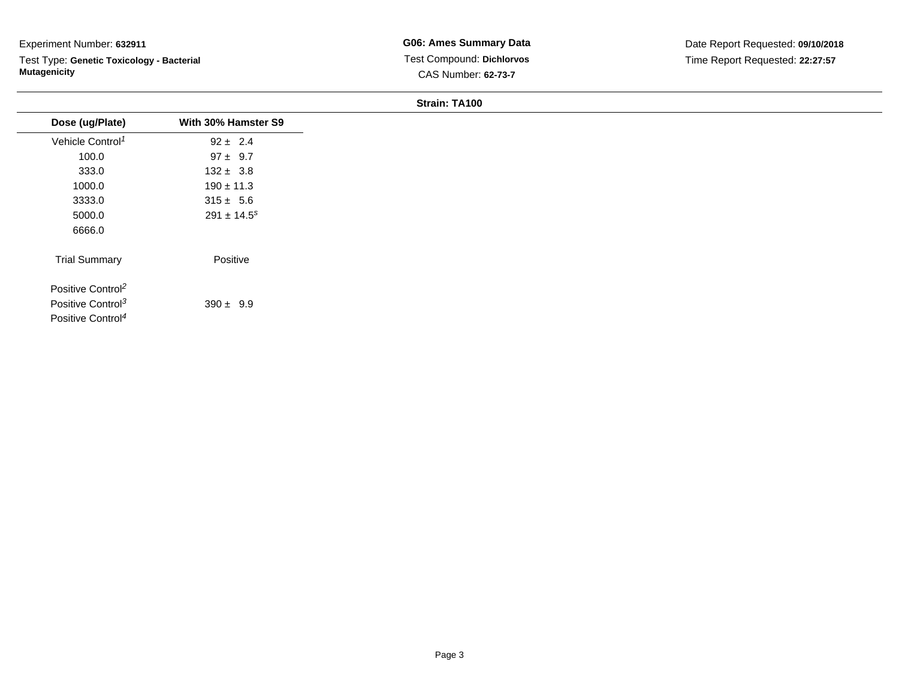Experiment Number: **632911**

Test Type: **Genetic Toxicology - Bacterial Mutagenicity**

**G06: Ames Summary Data**

Test Compound: **Dichlorvos**

CAS Number: **62-73-7**

Date Report Requested: **09/10/2018**

Time Report Requested: **22:27:57**

**Strain: TA100**

| Dose (ug/Plate) | With 30% Hamster S9 |
|---|---|
| Vehicle Control[1] | 92 ± 2.4 |
| 100.0 | 97 ± 9.7 |
| 333.0 | 132 ± 3.8 |
| 1000.0 | 190 ± 11.3 |
| 3333.0 | 315 ± 5.6 |
| 5000.0 | 291 ± 14.5[s] |
| 6666.0 | |
| Trial Summary | Positive |
| Positive Control[2] | |
| Positive Control[3] | 390 ± 9.9 |
| Positive Control[4] | |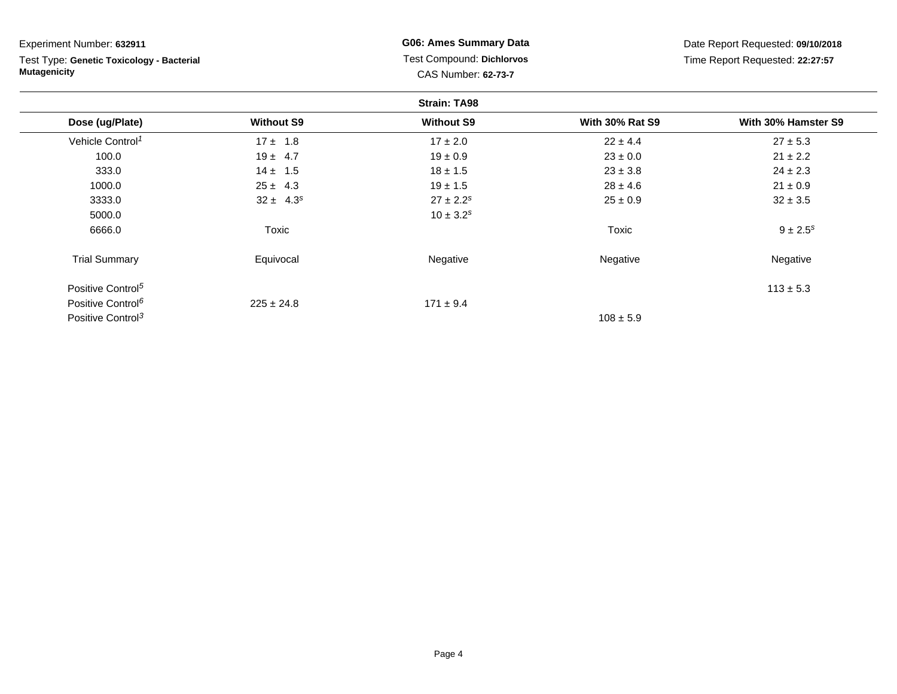Experiment Number: **632911**

Test Type: **Genetic Toxicology - Bacterial Mutagenicity**

**G06: Ames Summary Data**

Test Compound: **Dichlorvos**

CAS Number: **62-73-7**

Date Report Requested: **09/10/2018**

Time Report Requested: **22:27:57**

**Strain: TA98**

| Dose (ug/Plate) | Without S9 | Without S9 | With 30% Rat S9 | With 30% Hamster S9 |
|---|---|---|---|---|
| Vehicle Control[1] | 17 ± 1.8 | 17 ± 2.0 | 22 ± 4.4 | 27 ± 5.3 |
| 100.0 | 19 ± 4.7 | 19 ± 0.9 | 23 ± 0.0 | 21 ± 2.2 |
| 333.0 | 14 ± 1.5 | 18 ± 1.5 | 23 ± 3.8 | 24 ± 2.3 |
| 1000.0 | 25 ± 4.3 | 19 ± 1.5 | 28 ± 4.6 | 21 ± 0.9 |
| 3333.0 | 32 ± 4.3[s] | 27 ± 2.2[s] | 25 ± 0.9 | 32 ± 3.5 |
| 5000.0 | | 10 ± 3.2[s] | | |
| 6666.0 | Toxic | | Toxic | 9 ± 2.5[s] |
| Trial Summary | Equivocal | Negative | Negative | Negative |
| Positive Control[5] | | | | 113 ± 5.3 |
| Positive Control[6] | 225 ± 24.8 | 171 ± 9.4 | | |
| Positive Control[3] | | | 108 ± 5.9 | |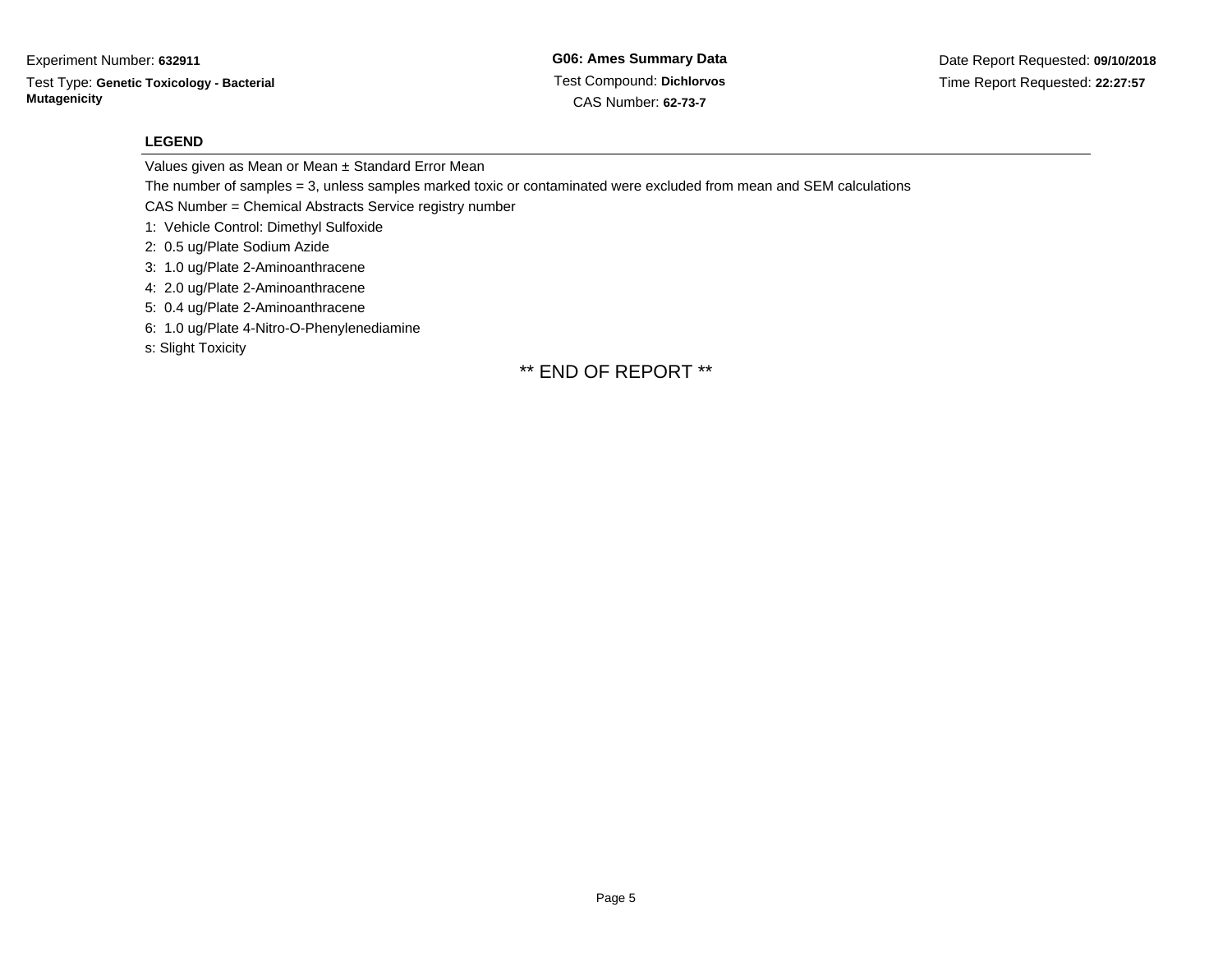**LEGEND**

Values given as Mean or Mean ± Standard Error Mean

The number of samples = 3, unless samples marked toxic or contaminated were excluded from mean and SEM calculations

CAS Number = Chemical Abstracts Service registry number

1: Vehicle Control: Dimethyl Sulfoxide

2: 0.5 ug/Plate Sodium Azide

3: 1.0 ug/Plate 2-Aminoanthracene

4: 2.0 ug/Plate 2-Aminoanthracene

5: 0.4 ug/Plate 2-Aminoanthracene

6: 1.0 ug/Plate 4-Nitro-O-Phenylenediamine

s: Slight Toxicity

** END OF REPORT **